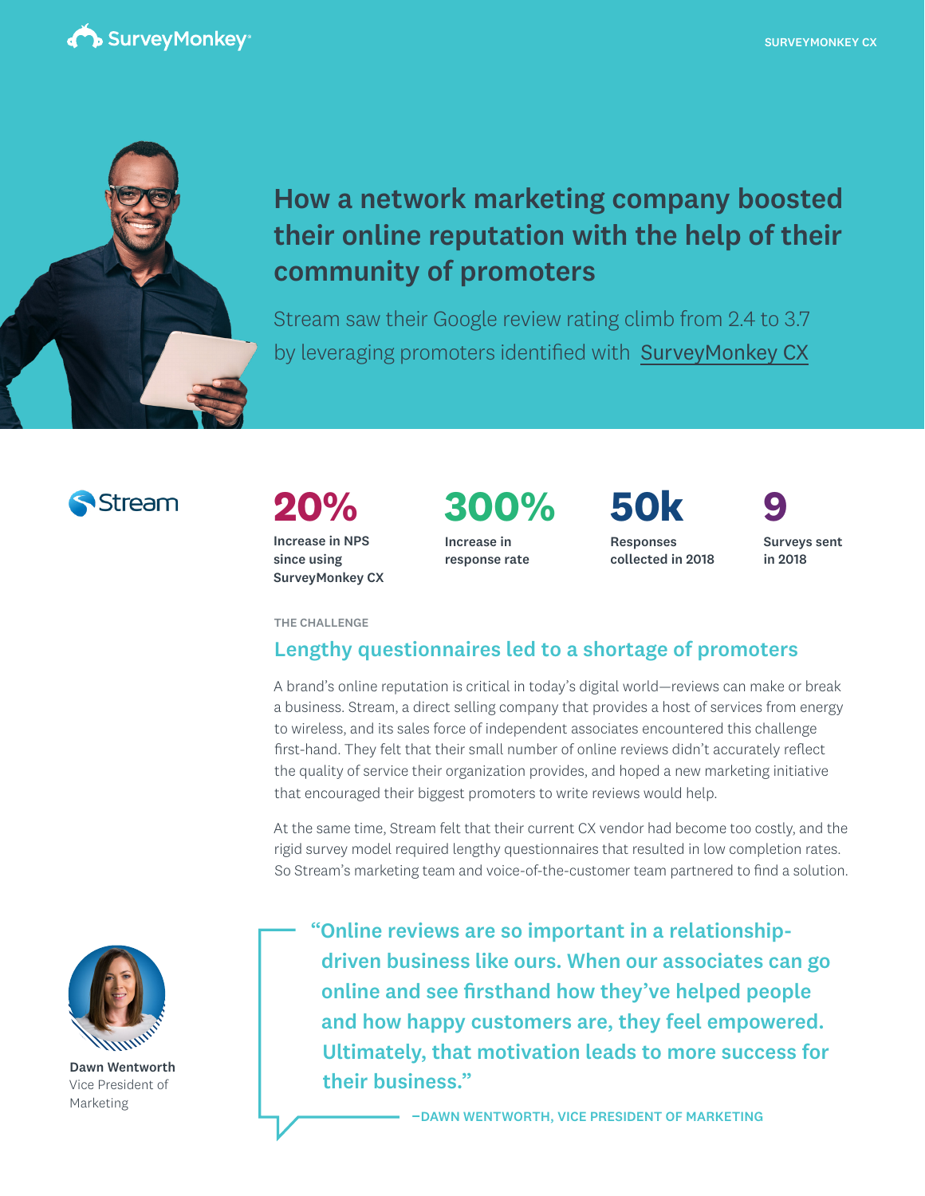SurveyMonkey

SURVEYMONKEY CX

# How a network marketing company boosted their online reputation with the help of their community of promoters

Stream saw their Google review rating climb from 2.4 to 3.7 by leveraging promoters identified with SurveyMonkey CX

Stream

**20%**
Increase in NPS since using SurveyMonkey CX

**300%**
Increase in response rate

**50k**
Responses collected in 2018

**9**
Surveys sent in 2018

THE CHALLENGE

## Lengthy questionnaires led to a shortage of promoters

A brand's online reputation is critical in today's digital world—reviews can make or break a business. Stream, a direct selling company that provides a host of services from energy to wireless, and its sales force of independent associates encountered this challenge first-hand. They felt that their small number of online reviews didn't accurately reflect the quality of service their organization provides, and hoped a new marketing initiative that encouraged their biggest promoters to write reviews would help.

At the same time, Stream felt that their current CX vendor had become too costly, and the rigid survey model required lengthy questionnaires that resulted in low completion rates. So Stream's marketing team and voice-of-the-customer team partnered to find a solution.

> "Online reviews are so important in a relationship-driven business like ours. When our associates can go online and see firsthand how they've helped people and how happy customers are, they feel empowered. Ultimately, that motivation leads to more success for their business."
>
> –DAWN WENTWORTH, VICE PRESIDENT OF MARKETING

**Dawn Wentworth**
Vice President of Marketing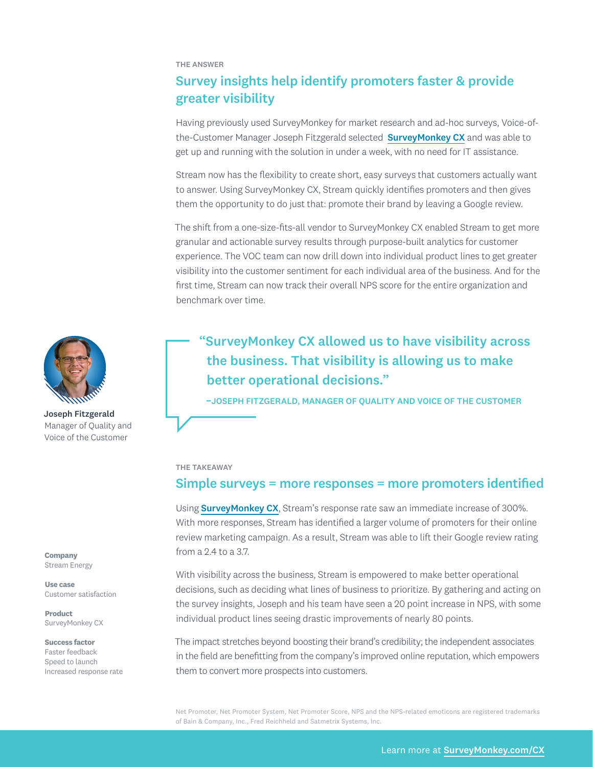THE ANSWER

## Survey insights help identify promoters faster & provide greater visibility

Having previously used SurveyMonkey for market research and ad-hoc surveys, Voice-of-the-Customer Manager Joseph Fitzgerald selected **SurveyMonkey CX** and was able to get up and running with the solution in under a week, with no need for IT assistance.

Stream now has the flexibility to create short, easy surveys that customers actually want to answer. Using SurveyMonkey CX, Stream quickly identifies promoters and then gives them the opportunity to do just that: promote their brand by leaving a Google review.

The shift from a one-size-fits-all vendor to SurveyMonkey CX enabled Stream to get more granular and actionable survey results through purpose-built analytics for customer experience. The VOC team can now drill down into individual product lines to get greater visibility into the customer sentiment for each individual area of the business. And for the first time, Stream can now track their overall NPS score for the entire organization and benchmark over time.

> **"SurveyMonkey CX allowed us to have visibility across the business. That visibility is allowing us to make better operational decisions."**
>
> –JOSEPH FITZGERALD, MANAGER OF QUALITY AND VOICE OF THE CUSTOMER

**Joseph Fitzgerald**
Manager of Quality and Voice of the Customer

THE TAKEAWAY

## Simple surveys = more responses = more promoters identified

Using **SurveyMonkey CX**, Stream's response rate saw an immediate increase of 300%. With more responses, Stream has identified a larger volume of promoters for their online review marketing campaign. As a result, Stream was able to lift their Google review rating from a 2.4 to a 3.7.

With visibility across the business, Stream is empowered to make better operational decisions, such as deciding what lines of business to prioritize. By gathering and acting on the survey insights, Joseph and his team have seen a 20 point increase in NPS, with some individual product lines seeing drastic improvements of nearly 80 points.

The impact stretches beyond boosting their brand's credibility; the independent associates in the field are benefitting from the company's improved online reputation, which empowers them to convert more prospects into customers.

**Company**
Stream Energy

**Use case**
Customer satisfaction

**Product**
SurveyMonkey CX

**Success factor**
Faster feedback
Speed to launch
Increased response rate

Net Promoter, Net Promoter System, Net Promoter Score, NPS and the NPS-related emoticons are registered trademarks of Bain & Company, Inc., Fred Reichheld and Satmetrix Systems, Inc.

Learn more at **SurveyMonkey.com/CX**